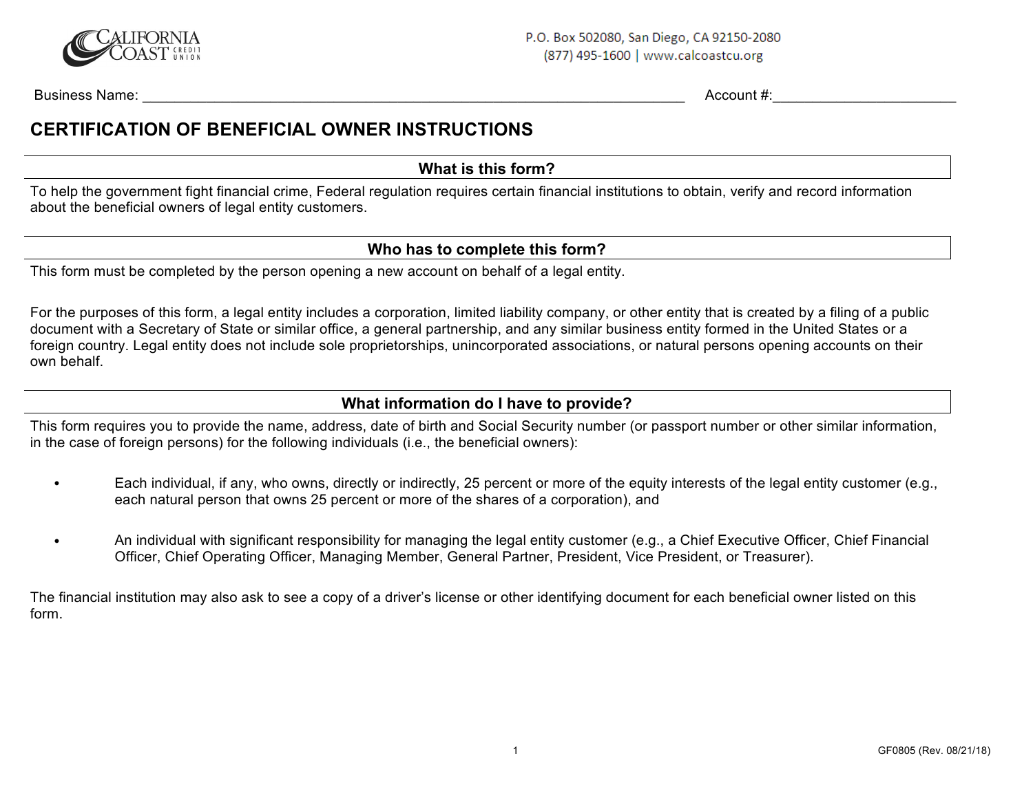P.O. Box 502080, San Diego, CA 92150-2080
(877) 495-1600 | www.calcoastcu.org

Business Name: ______________________________________________ Account #: ______________________

# CERTIFICATION OF BENEFICIAL OWNER INSTRUCTIONS

## What is this form?

To help the government fight financial crime, Federal regulation requires certain financial institutions to obtain, verify and record information about the beneficial owners of legal entity customers.

## Who has to complete this form?

This form must be completed by the person opening a new account on behalf of a legal entity.

For the purposes of this form, a legal entity includes a corporation, limited liability company, or other entity that is created by a filing of a public document with a Secretary of State or similar office, a general partnership, and any similar business entity formed in the United States or a foreign country. Legal entity does not include sole proprietorships, unincorporated associations, or natural persons opening accounts on their own behalf.

## What information do I have to provide?

This form requires you to provide the name, address, date of birth and Social Security number (or passport number or other similar information, in the case of foreign persons) for the following individuals (i.e., the beneficial owners):

- Each individual, if any, who owns, directly or indirectly, 25 percent or more of the equity interests of the legal entity customer (e.g., each natural person that owns 25 percent or more of the shares of a corporation), and
- An individual with significant responsibility for managing the legal entity customer (e.g., a Chief Executive Officer, Chief Financial Officer, Chief Operating Officer, Managing Member, General Partner, President, Vice President, or Treasurer).

The financial institution may also ask to see a copy of a driver's license or other identifying document for each beneficial owner listed on this form.

GF0805 (Rev. 08/21/18)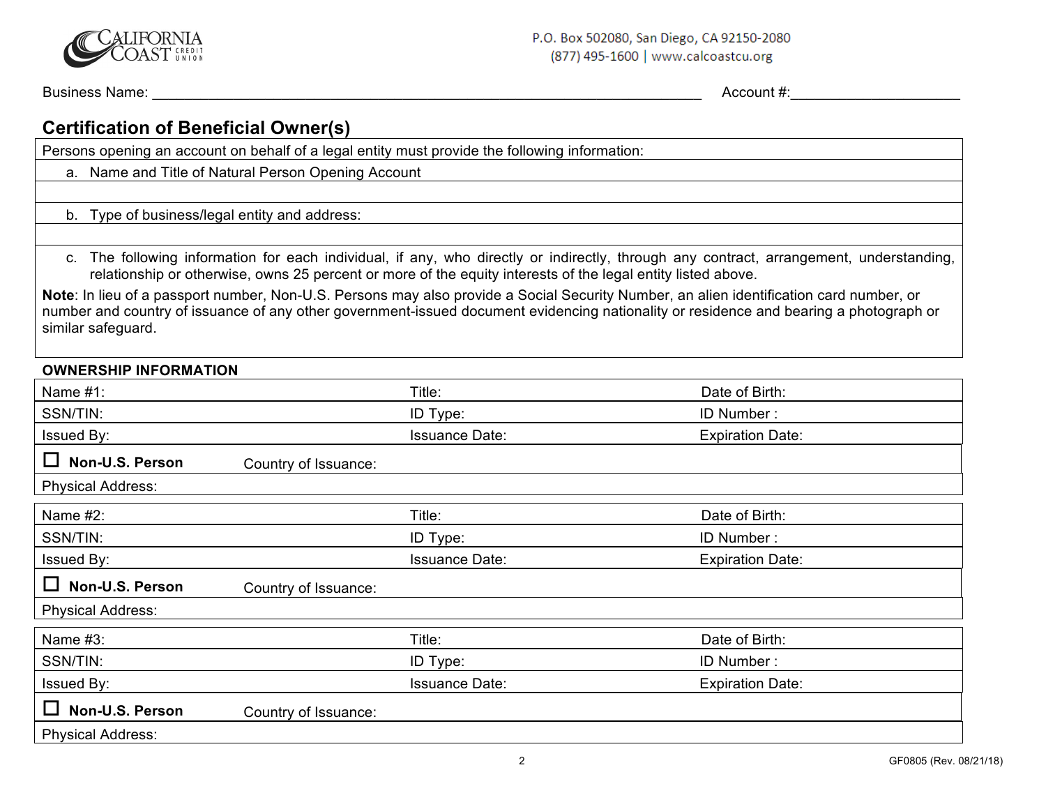CALIFORNIA COAST CREDIT UNION

P.O. Box 502080, San Diego, CA 92150-2080
(877) 495-1600 | www.calcoastcu.org

Business Name: ______________________________________________________________ Account #:____________________

## Certification of Beneficial Owner(s)

Persons opening an account on behalf of a legal entity must provide the following information:

a. Name and Title of Natural Person Opening Account

b. Type of business/legal entity and address:

c. The following information for each individual, if any, who directly or indirectly, through any contract, arrangement, understanding, relationship or otherwise, owns 25 percent or more of the equity interests of the legal entity listed above.

**Note**: In lieu of a passport number, Non-U.S. Persons may also provide a Social Security Number, an alien identification card number, or number and country of issuance of any other government-issued document evidencing nationality or residence and bearing a photograph or similar safeguard.

**OWNERSHIP INFORMATION**

| Name #1: | Title: | Date of Birth: |
|---|---|---|
| SSN/TIN: | ID Type: | ID Number : |
| Issued By: | Issuance Date: | Expiration Date: |
| ☐ **Non-U.S. Person** Country of Issuance: | | |
| Physical Address: | | |

| Name #2: | Title: | Date of Birth: |
|---|---|---|
| SSN/TIN: | ID Type: | ID Number : |
| Issued By: | Issuance Date: | Expiration Date: |
| ☐ **Non-U.S. Person** Country of Issuance: | | |
| Physical Address: | | |

| Name #3: | Title: | Date of Birth: |
|---|---|---|
| SSN/TIN: | ID Type: | ID Number : |
| Issued By: | Issuance Date: | Expiration Date: |
| ☐ **Non-U.S. Person** Country of Issuance: | | |
| Physical Address: | | |

GF0805 (Rev. 08/21/18)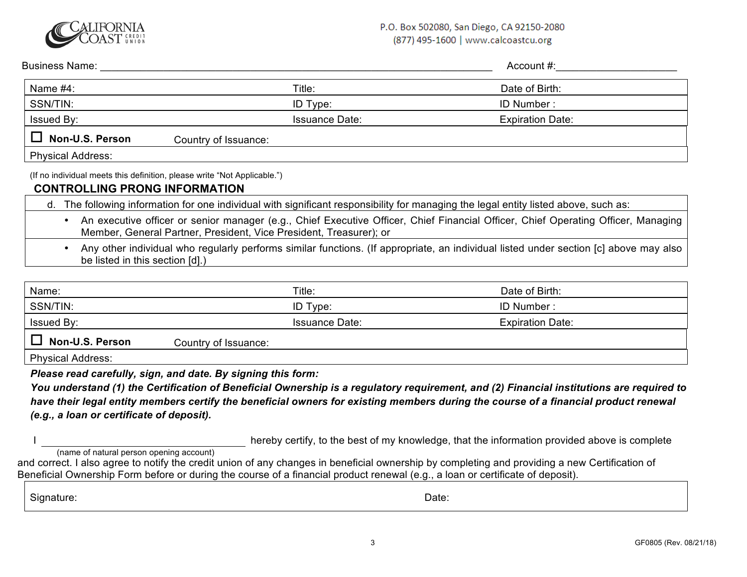CALIFORNIA COAST CREDIT UNION

P.O. Box 502080, San Diego, CA 92150-2080
(877) 495-1600 | www.calcoastcu.org

Business Name: ______________________________________________ Account #: ____________________

| | | |
|---|---|---|
| Name #4: | Title: | Date of Birth: |
| SSN/TIN: | ID Type: | ID Number : |
| Issued By: | Issuance Date: | Expiration Date: |
| ☐ **Non-U.S. Person** | Country of Issuance: | |
| Physical Address: | | |

(If no individual meets this definition, please write "Not Applicable.")

## CONTROLLING PRONG INFORMATION

d. The following information for one individual with significant responsibility for managing the legal entity listed above, such as:

- An executive officer or senior manager (e.g., Chief Executive Officer, Chief Financial Officer, Chief Operating Officer, Managing Member, General Partner, President, Vice President, Treasurer); or
- Any other individual who regularly performs similar functions. (If appropriate, an individual listed under section [c] above may also be listed in this section [d].)

| | | |
|---|---|---|
| Name: | Title: | Date of Birth: |
| SSN/TIN: | ID Type: | ID Number : |
| Issued By: | Issuance Date: | Expiration Date: |
| ☐ **Non-U.S. Person** | Country of Issuance: | |
| Physical Address: | | |

***Please read carefully, sign, and date. By signing this form:***

***You understand (1) the Certification of Beneficial Ownership is a regulatory requirement, and (2) Financial institutions are required to have their legal entity members certify the beneficial owners for existing members during the course of a financial product renewal (e.g., a loan or certificate of deposit).***

I ____________________________________ hereby certify, to the best of my knowledge, that the information provided above is complete
(name of natural person opening account)
and correct. I also agree to notify the credit union of any changes in beneficial ownership by completing and providing a new Certification of Beneficial Ownership Form before or during the course of a financial product renewal (e.g., a loan or certificate of deposit).

| | |
|---|---|
| Signature: | Date: |

GF0805 (Rev. 08/21/18)